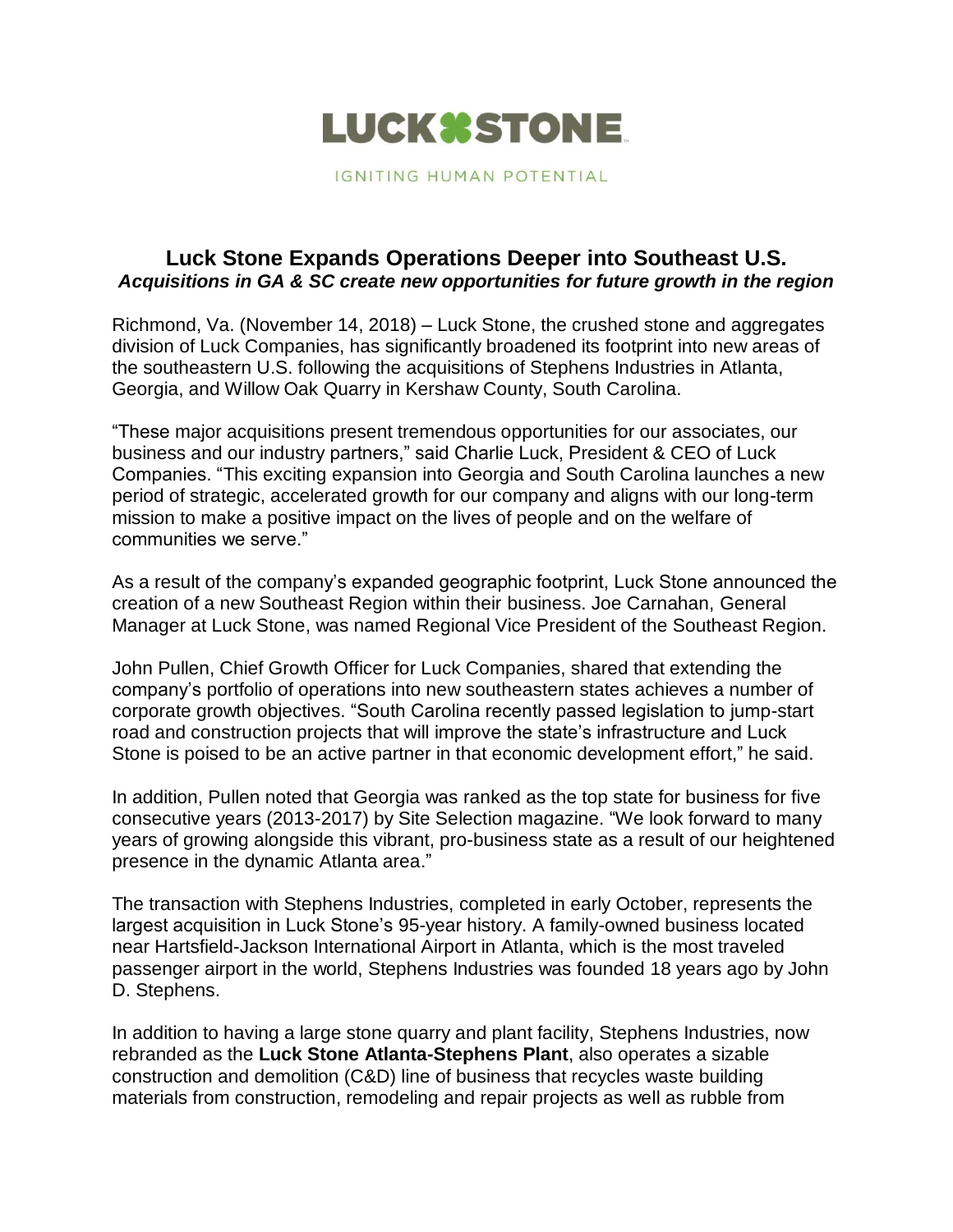# LUCK STONE

IGNITING HUMAN POTENTIAL

## Luck Stone Expands Operations Deeper into Southeast U.S.

***Acquisitions in GA & SC create new opportunities for future growth in the region***

Richmond, Va. (November 14, 2018) – Luck Stone, the crushed stone and aggregates division of Luck Companies, has significantly broadened its footprint into new areas of the southeastern U.S. following the acquisitions of Stephens Industries in Atlanta, Georgia, and Willow Oak Quarry in Kershaw County, South Carolina.

"These major acquisitions present tremendous opportunities for our associates, our business and our industry partners," said Charlie Luck, President & CEO of Luck Companies. "This exciting expansion into Georgia and South Carolina launches a new period of strategic, accelerated growth for our company and aligns with our long-term mission to make a positive impact on the lives of people and on the welfare of communities we serve."

As a result of the company's expanded geographic footprint, Luck Stone announced the creation of a new Southeast Region within their business. Joe Carnahan, General Manager at Luck Stone, was named Regional Vice President of the Southeast Region.

John Pullen, Chief Growth Officer for Luck Companies, shared that extending the company's portfolio of operations into new southeastern states achieves a number of corporate growth objectives. "South Carolina recently passed legislation to jump-start road and construction projects that will improve the state's infrastructure and Luck Stone is poised to be an active partner in that economic development effort," he said.

In addition, Pullen noted that Georgia was ranked as the top state for business for five consecutive years (2013-2017) by Site Selection magazine. "We look forward to many years of growing alongside this vibrant, pro-business state as a result of our heightened presence in the dynamic Atlanta area."

The transaction with Stephens Industries, completed in early October, represents the largest acquisition in Luck Stone's 95-year history. A family-owned business located near Hartsfield-Jackson International Airport in Atlanta, which is the most traveled passenger airport in the world, Stephens Industries was founded 18 years ago by John D. Stephens.

In addition to having a large stone quarry and plant facility, Stephens Industries, now rebranded as the **Luck Stone Atlanta-Stephens Plant**, also operates a sizable construction and demolition (C&D) line of business that recycles waste building materials from construction, remodeling and repair projects as well as rubble from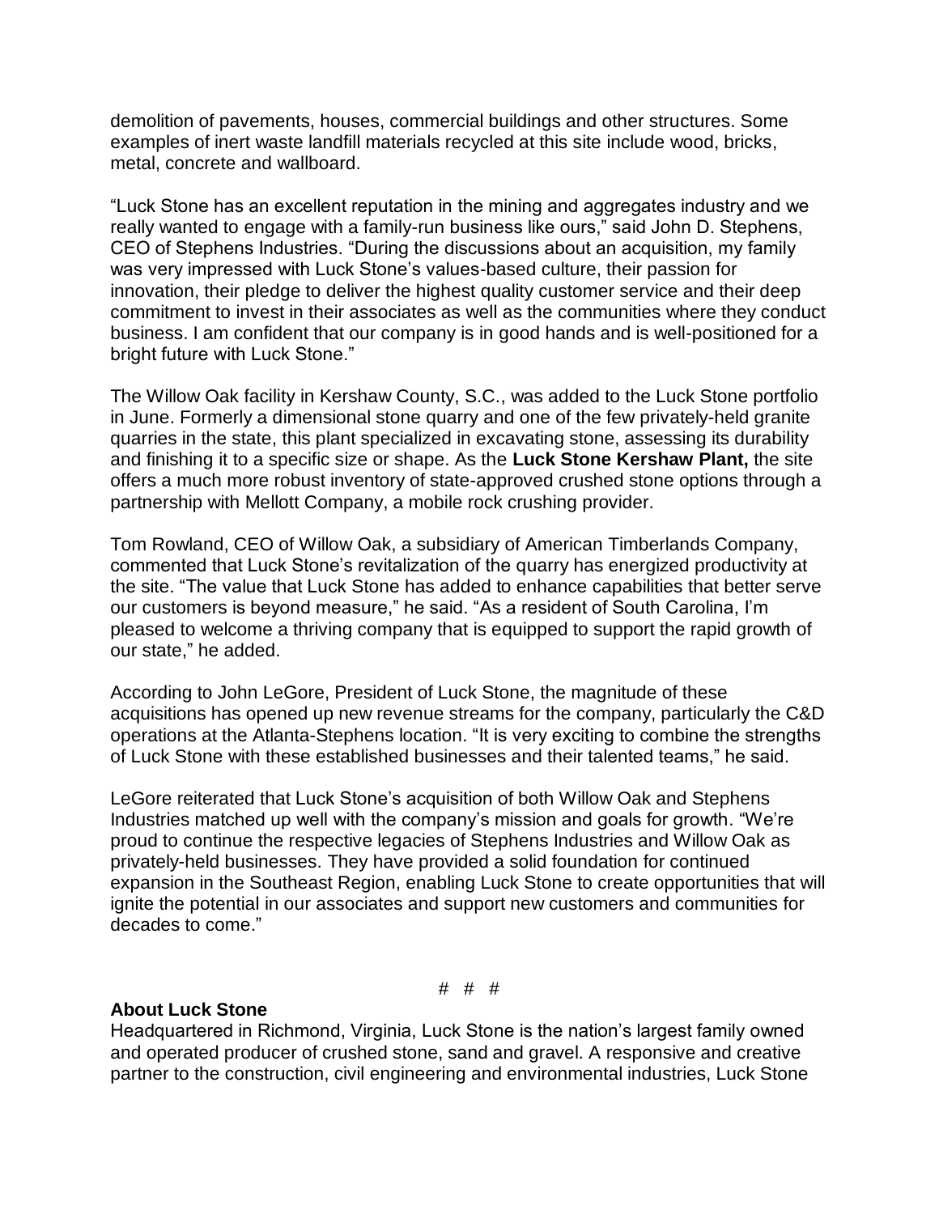demolition of pavements, houses, commercial buildings and other structures. Some examples of inert waste landfill materials recycled at this site include wood, bricks, metal, concrete and wallboard.

"Luck Stone has an excellent reputation in the mining and aggregates industry and we really wanted to engage with a family-run business like ours," said John D. Stephens, CEO of Stephens Industries. "During the discussions about an acquisition, my family was very impressed with Luck Stone's values-based culture, their passion for innovation, their pledge to deliver the highest quality customer service and their deep commitment to invest in their associates as well as the communities where they conduct business. I am confident that our company is in good hands and is well-positioned for a bright future with Luck Stone."

The Willow Oak facility in Kershaw County, S.C., was added to the Luck Stone portfolio in June. Formerly a dimensional stone quarry and one of the few privately-held granite quarries in the state, this plant specialized in excavating stone, assessing its durability and finishing it to a specific size or shape. As the **Luck Stone Kershaw Plant,** the site offers a much more robust inventory of state-approved crushed stone options through a partnership with Mellott Company, a mobile rock crushing provider.

Tom Rowland, CEO of Willow Oak, a subsidiary of American Timberlands Company, commented that Luck Stone's revitalization of the quarry has energized productivity at the site. "The value that Luck Stone has added to enhance capabilities that better serve our customers is beyond measure," he said. "As a resident of South Carolina, I'm pleased to welcome a thriving company that is equipped to support the rapid growth of our state," he added.

According to John LeGore, President of Luck Stone, the magnitude of these acquisitions has opened up new revenue streams for the company, particularly the C&D operations at the Atlanta-Stephens location. "It is very exciting to combine the strengths of Luck Stone with these established businesses and their talented teams," he said.

LeGore reiterated that Luck Stone's acquisition of both Willow Oak and Stephens Industries matched up well with the company's mission and goals for growth. "We're proud to continue the respective legacies of Stephens Industries and Willow Oak as privately-held businesses. They have provided a solid foundation for continued expansion in the Southeast Region, enabling Luck Stone to create opportunities that will ignite the potential in our associates and support new customers and communities for decades to come."

# # #

**About Luck Stone**

Headquartered in Richmond, Virginia, Luck Stone is the nation's largest family owned and operated producer of crushed stone, sand and gravel. A responsive and creative partner to the construction, civil engineering and environmental industries, Luck Stone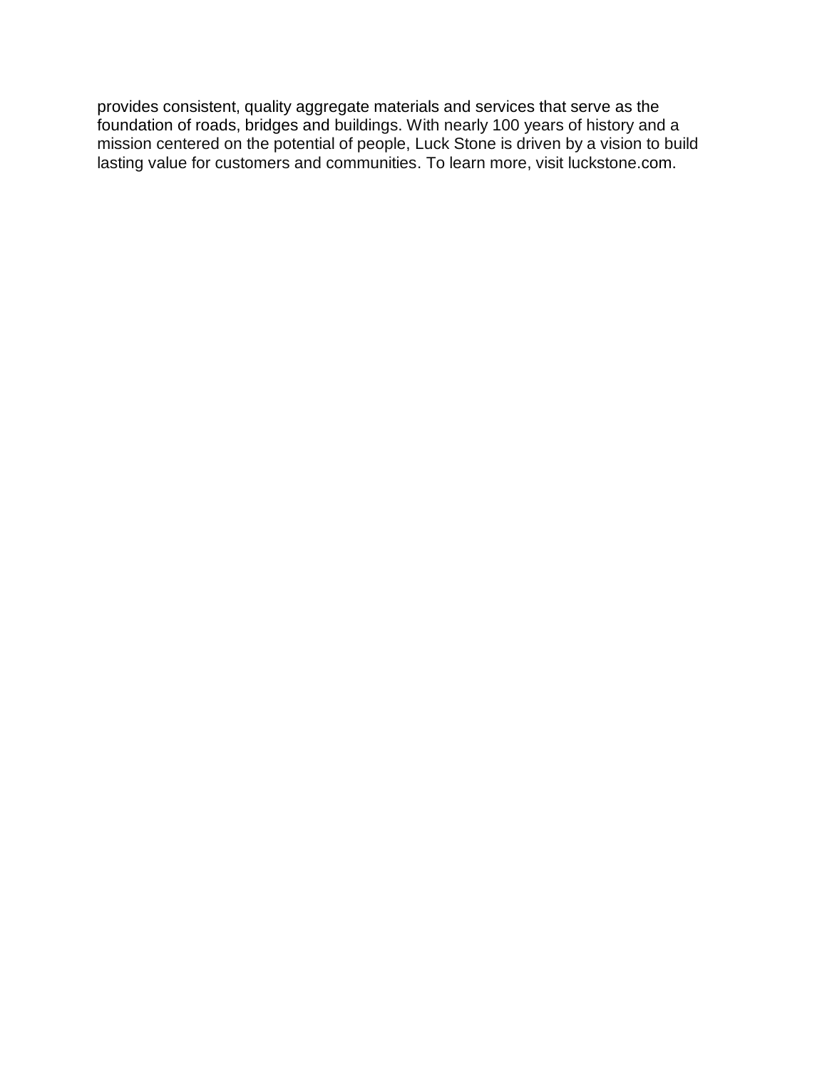provides consistent, quality aggregate materials and services that serve as the foundation of roads, bridges and buildings. With nearly 100 years of history and a mission centered on the potential of people, Luck Stone is driven by a vision to build lasting value for customers and communities. To learn more, visit luckstone.com.